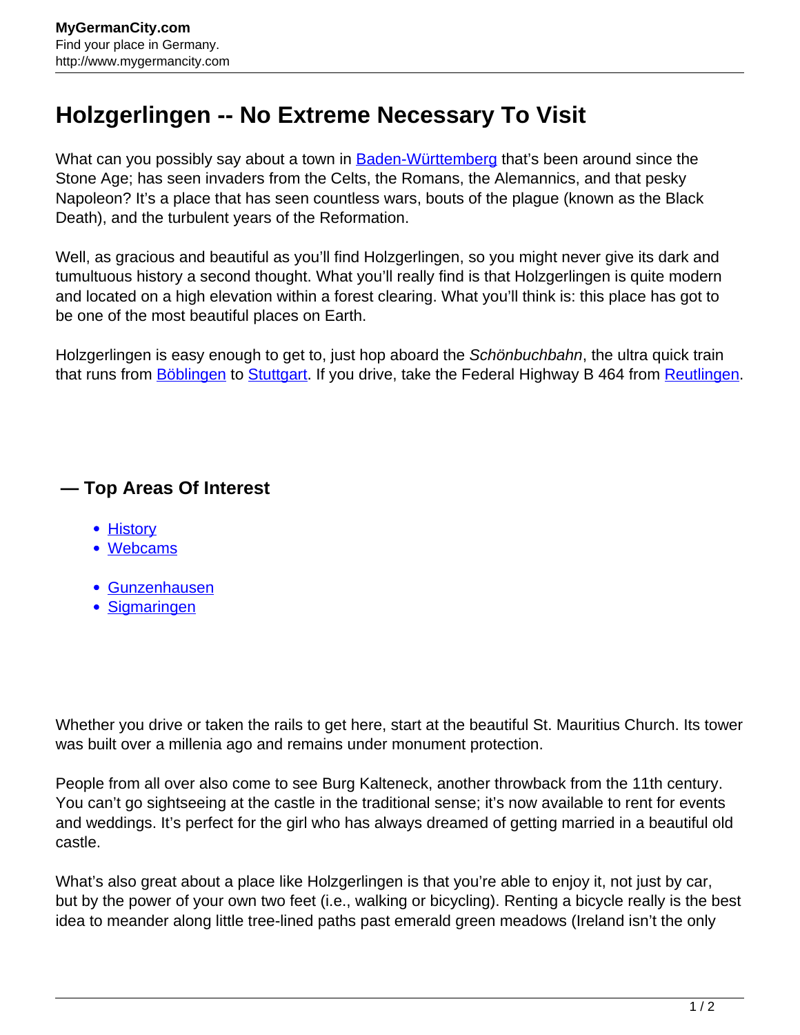# Holzgerlingen -- No Extreme Necessary To Visit

What can you possibly say about a town in [Baden-Württemberg] that's been around since the Stone Age; has seen invaders from the Celts, the Romans, the Alemannics, and that pesky Napoleon? It's a place that has seen countless wars, bouts of the plague (known as the Black Death), and the turbulent years of the Reformation.

Well, as gracious and beautiful as you'll find Holzgerlingen, so you might never give its dark and tumultuous history a second thought. What you'll really find is that Holzgerlingen is quite modern and located on a high elevation within a forest clearing. What you'll think is: this place has got to be one of the most beautiful places on Earth.

Holzgerlingen is easy enough to get to, just hop aboard the *Schönbuchbahn*, the ultra quick train that runs from [Böblingen] to [Stuttgart]. If you drive, take the Federal Highway B 464 from [Reutlingen].

### — Top Areas Of Interest

- [History]
- [Webcams]

- [Gunzenhausen]
- [Sigmaringen]

Whether you drive or taken the rails to get here, start at the beautiful St. Mauritius Church. Its tower was built over a millenia ago and remains under monument protection.

People from all over also come to see Burg Kalteneck, another throwback from the 11th century. You can't go sightseeing at the castle in the traditional sense; it's now available to rent for events and weddings. It's perfect for the girl who has always dreamed of getting married in a beautiful old castle.

What's also great about a place like Holzgerlingen is that you're able to enjoy it, not just by car, but by the power of your own two feet (i.e., walking or bicycling). Renting a bicycle really is the best idea to meander along little tree-lined paths past emerald green meadows (Ireland isn't the only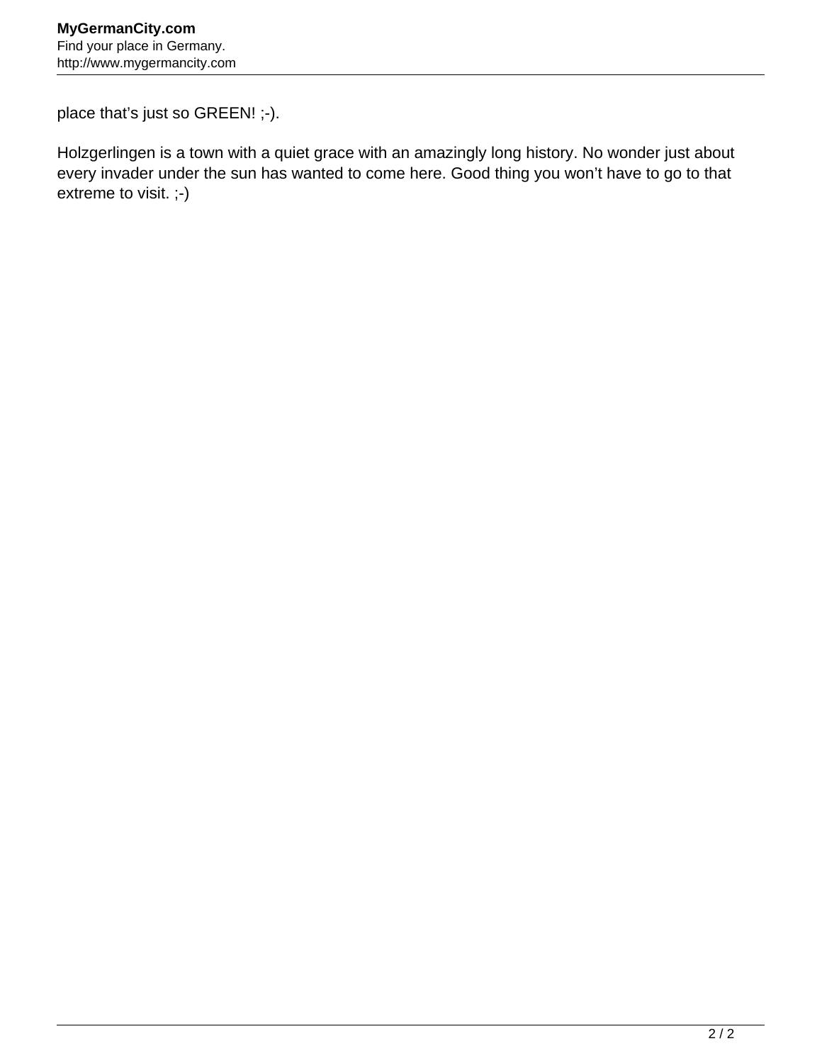place that’s just so GREEN! ;-).

Holzgerlingen is a town with a quiet grace with an amazingly long history. No wonder just about every invader under the sun has wanted to come here. Good thing you won’t have to go to that extreme to visit. ;-)